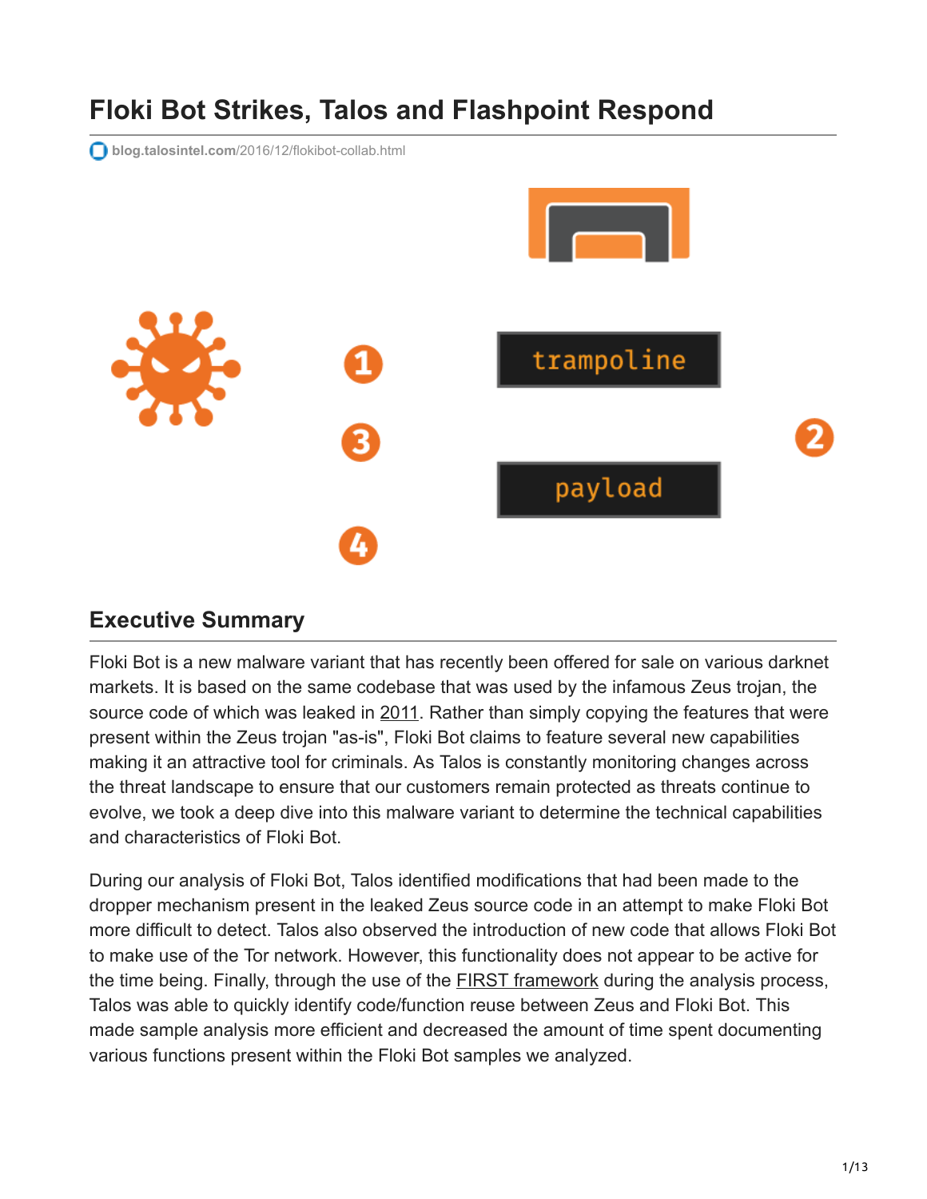# Floki Bot Strikes, Talos and Flashpoint Respond

blog.talosintel.com/2016/12/flokibot-collab.html

## Executive Summary

Floki Bot is a new malware variant that has recently been offered for sale on various darknet markets. It is based on the same codebase that was used by the infamous Zeus trojan, the source code of which was leaked in 2011. Rather than simply copying the features that were present within the Zeus trojan "as-is", Floki Bot claims to feature several new capabilities making it an attractive tool for criminals. As Talos is constantly monitoring changes across the threat landscape to ensure that our customers remain protected as threats continue to evolve, we took a deep dive into this malware variant to determine the technical capabilities and characteristics of Floki Bot.

During our analysis of Floki Bot, Talos identified modifications that had been made to the dropper mechanism present in the leaked Zeus source code in an attempt to make Floki Bot more difficult to detect. Talos also observed the introduction of new code that allows Floki Bot to make use of the Tor network. However, this functionality does not appear to be active for the time being. Finally, through the use of the FIRST framework during the analysis process, Talos was able to quickly identify code/function reuse between Zeus and Floki Bot. This made sample analysis more efficient and decreased the amount of time spent documenting various functions present within the Floki Bot samples we analyzed.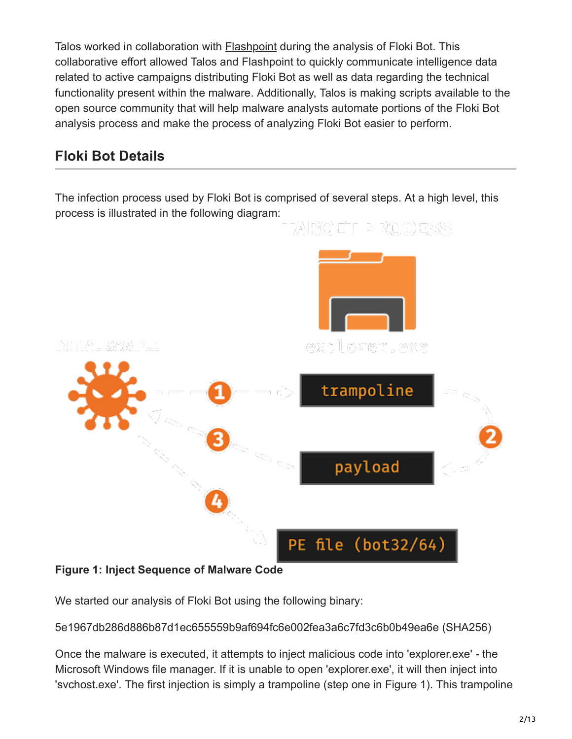Talos worked in collaboration with Flashpoint during the analysis of Floki Bot. This collaborative effort allowed Talos and Flashpoint to quickly communicate intelligence data related to active campaigns distributing Floki Bot as well as data regarding the technical functionality present within the malware. Additionally, Talos is making scripts available to the open source community that will help malware analysts automate portions of the Floki Bot analysis process and make the process of analyzing Floki Bot easier to perform.

## Floki Bot Details

The infection process used by Floki Bot is comprised of several steps. At a high level, this process is illustrated in the following diagram:

**Figure 1: Inject Sequence of Malware Code**

We started our analysis of Floki Bot using the following binary:

5e1967db286d886b87d1ec655559b9af694fc6e002fea3a6c7fd3c6b0b49ea6e (SHA256)

Once the malware is executed, it attempts to inject malicious code into 'explorer.exe' - the Microsoft Windows file manager. If it is unable to open 'explorer.exe', it will then inject into 'svchost.exe'. The first injection is simply a trampoline (step one in Figure 1). This trampoline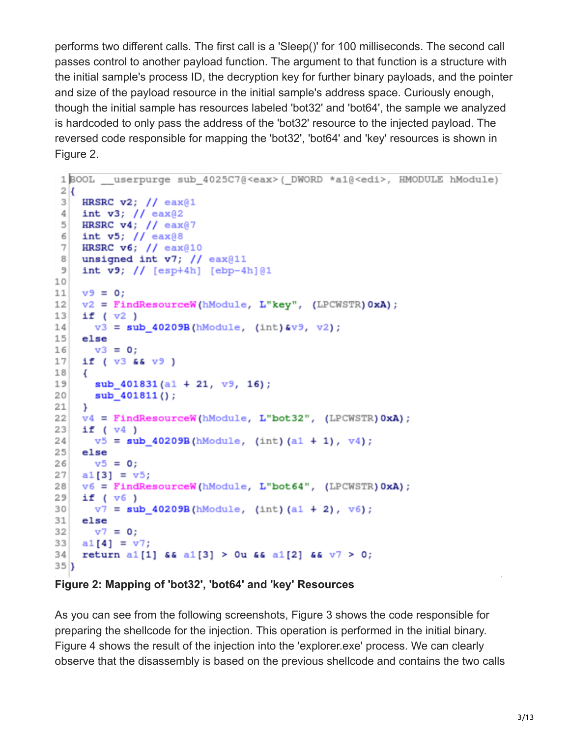performs two different calls. The first call is a 'Sleep()' for 100 milliseconds. The second call passes control to another payload function. The argument to that function is a structure with the initial sample's process ID, the decryption key for further binary payloads, and the pointer and size of the payload resource in the initial sample's address space. Curiously enough, though the initial sample has resources labeled 'bot32' and 'bot64', the sample we analyzed is hardcoded to only pass the address of the 'bot32' resource to the injected payload. The reversed code responsible for mapping the 'bot32', 'bot64' and 'key' resources is shown in Figure 2.

```
BOOL __userpurge sub_4025C7@<eax>(_DWORD *a1@<edi>, HMODULE hModule)
{
  HRSRC v2; // eax@1
  int v3; // eax@2
  HRSRC v4; // eax@7
  int v5; // eax@8
  HRSRC v6; // eax@10
  unsigned int v7; // eax@11
  int v9; // [esp+4h] [ebp-4h]@1

  v9 = 0;
  v2 = FindResourceW(hModule, L"key", (LPCWSTR)0xA);
  if ( v2 )
    v3 = sub_40209B(hModule, (int)&v9, v2);
  else
    v3 = 0;
  if ( v3 && v9 )
  {
    sub_401831(a1 + 21, v9, 16);
    sub_401811();
  }
  v4 = FindResourceW(hModule, L"bot32", (LPCWSTR)0xA);
  if ( v4 )
    v5 = sub_40209B(hModule, (int)(a1 + 1), v4);
  else
    v5 = 0;
  a1[3] = v5;
  v6 = FindResourceW(hModule, L"bot64", (LPCWSTR)0xA);
  if ( v6 )
    v7 = sub_40209B(hModule, (int)(a1 + 2), v6);
  else
    v7 = 0;
  a1[4] = v7;
  return a1[1] && a1[3] > 0u && a1[2] && v7 > 0;
}
```

**Figure 2: Mapping of 'bot32', 'bot64' and 'key' Resources**

As you can see from the following screenshots, Figure 3 shows the code responsible for preparing the shellcode for the injection. This operation is performed in the initial binary. Figure 4 shows the result of the injection into the 'explorer.exe' process. We can clearly observe that the disassembly is based on the previous shellcode and contains the two calls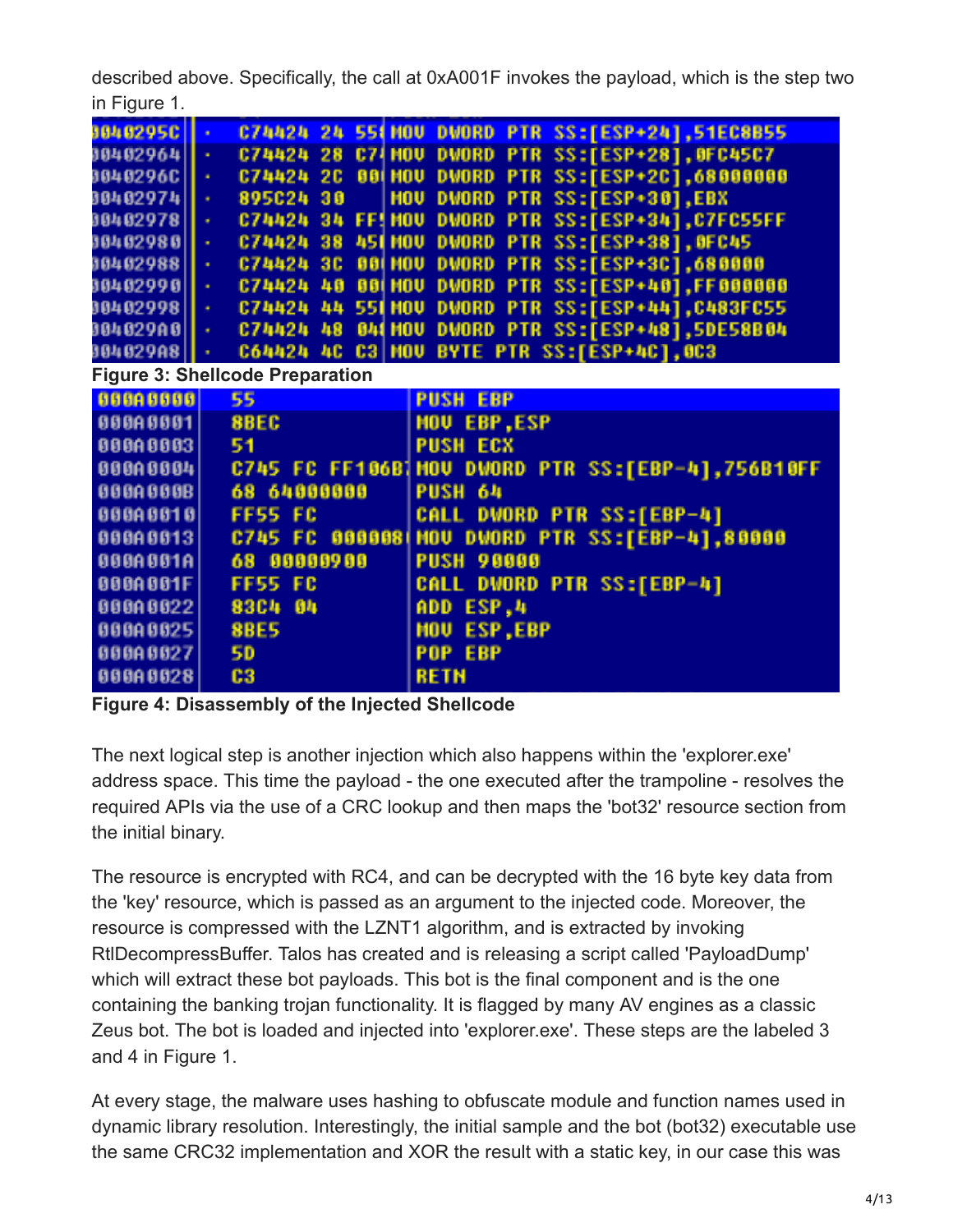described above. Specifically, the call at 0xA001F invokes the payload, which is the step two in Figure 1.

```
0040295C  .  C74424 24 55  MOV DWORD PTR SS:[ESP+24],51EC8B55
00402964  .  C74424 28 C7  MOV DWORD PTR SS:[ESP+28],0FC45C7
0040296C  .  C74424 2C 00  MOV DWORD PTR SS:[ESP+2C],68000000
00402974  .  895C24 30     MOV DWORD PTR SS:[ESP+30],EBX
00402978  .  C74424 34 FF  MOV DWORD PTR SS:[ESP+34],C7FC55FF
00402980  .  C74424 38 45  MOV DWORD PTR SS:[ESP+38],0FC45
00402988  .  C74424 3C 00  MOV DWORD PTR SS:[ESP+3C],680000
00402990  .  C74424 40 00  MOV DWORD PTR SS:[ESP+40],FF000000
00402998  .  C74424 44 55  MOV DWORD PTR SS:[ESP+44],C483FC55
004029A0  .  C74424 48 04  MOV DWORD PTR SS:[ESP+48],5DE58B04
004029A8  .  C64424 4C C3  MOV BYTE PTR SS:[ESP+4C],0C3
```

**Figure 3: Shellcode Preparation**

```
000A0000  55              PUSH EBP
000A0001  8BEC            MOV EBP,ESP
000A0003  51              PUSH ECX
000A0004  C745 FC FF106B  MOV DWORD PTR SS:[EBP-4],756B10FF
000A000B  68 64000000     PUSH 64
000A0010  FF55 FC         CALL DWORD PTR SS:[EBP-4]
000A0013  C745 FC 000008  MOV DWORD PTR SS:[EBP-4],80000
000A001A  68 00000900     PUSH 90000
000A001F  FF55 FC         CALL DWORD PTR SS:[EBP-4]
000A0022  83C4 04         ADD ESP,4
000A0025  8BE5            MOV ESP,EBP
000A0027  5D              POP EBP
000A0028  C3              RETN
```

**Figure 4: Disassembly of the Injected Shellcode**

The next logical step is another injection which also happens within the 'explorer.exe' address space. This time the payload - the one executed after the trampoline - resolves the required APIs via the use of a CRC lookup and then maps the 'bot32' resource section from the initial binary.

The resource is encrypted with RC4, and can be decrypted with the 16 byte key data from the 'key' resource, which is passed as an argument to the injected code. Moreover, the resource is compressed with the LZNT1 algorithm, and is extracted by invoking RtlDecompressBuffer. Talos has created and is releasing a script called 'PayloadDump' which will extract these bot payloads. This bot is the final component and is the one containing the banking trojan functionality. It is flagged by many AV engines as a classic Zeus bot. The bot is loaded and injected into 'explorer.exe'. These steps are the labeled 3 and 4 in Figure 1.

At every stage, the malware uses hashing to obfuscate module and function names used in dynamic library resolution. Interestingly, the initial sample and the bot (bot32) executable use the same CRC32 implementation and XOR the result with a static key, in our case this was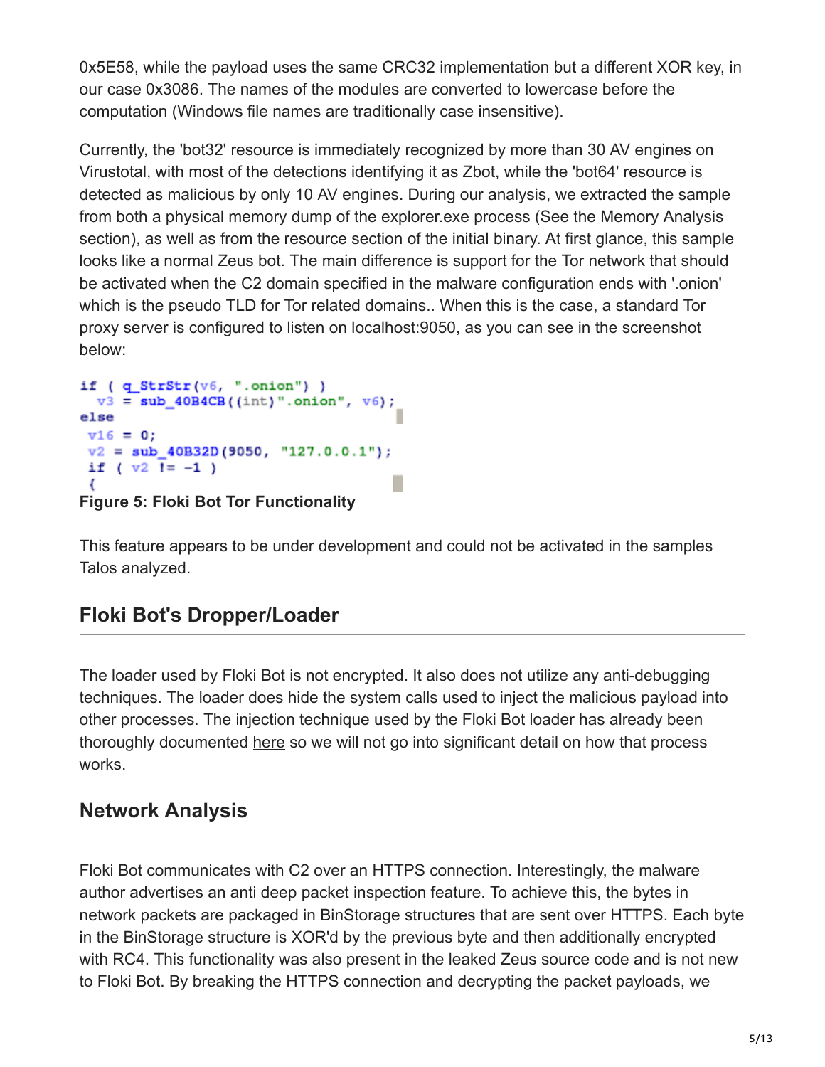0x5E58, while the payload uses the same CRC32 implementation but a different XOR key, in our case 0x3086. The names of the modules are converted to lowercase before the computation (Windows file names are traditionally case insensitive).

Currently, the 'bot32' resource is immediately recognized by more than 30 AV engines on Virustotal, with most of the detections identifying it as Zbot, while the 'bot64' resource is detected as malicious by only 10 AV engines. During our analysis, we extracted the sample from both a physical memory dump of the explorer.exe process (See the Memory Analysis section), as well as from the resource section of the initial binary. At first glance, this sample looks like a normal Zeus bot. The main difference is support for the Tor network that should be activated when the C2 domain specified in the malware configuration ends with '.onion' which is the pseudo TLD for Tor related domains.. When this is the case, a standard Tor proxy server is configured to listen on localhost:9050, as you can see in the screenshot below:

```
if ( q_StrStr(v6, ".onion") )
  v3 = sub_40B4CB((int)".onion", v6);
else
 v16 = 0;
 v2 = sub_40B32D(9050, "127.0.0.1");
 if ( v2 != -1 )
 {
```

**Figure 5: Floki Bot Tor Functionality**

This feature appears to be under development and could not be activated in the samples Talos analyzed.

## Floki Bot's Dropper/Loader

The loader used by Floki Bot is not encrypted. It also does not utilize any anti-debugging techniques. The loader does hide the system calls used to inject the malicious payload into other processes. The injection technique used by the Floki Bot loader has already been thoroughly documented here so we will not go into significant detail on how that process works.

## Network Analysis

Floki Bot communicates with C2 over an HTTPS connection. Interestingly, the malware author advertises an anti deep packet inspection feature. To achieve this, the bytes in network packets are packaged in BinStorage structures that are sent over HTTPS. Each byte in the BinStorage structure is XOR'd by the previous byte and then additionally encrypted with RC4. This functionality was also present in the leaked Zeus source code and is not new to Floki Bot. By breaking the HTTPS connection and decrypting the packet payloads, we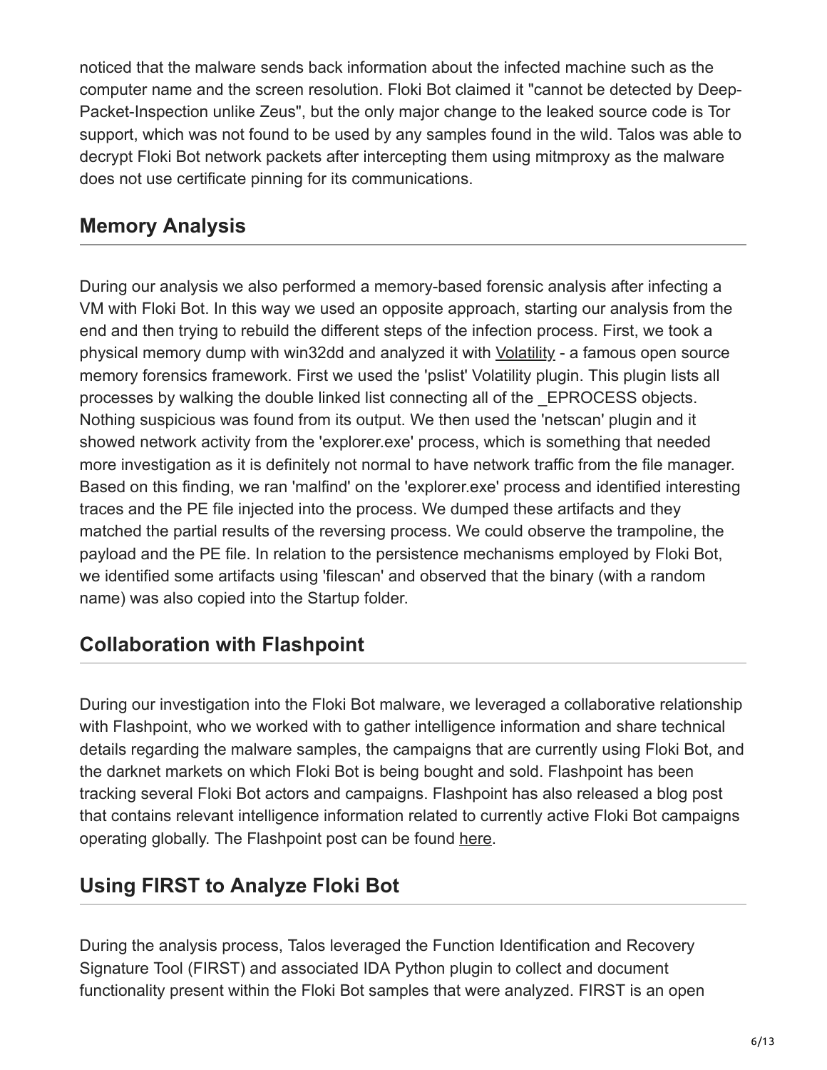noticed that the malware sends back information about the infected machine such as the computer name and the screen resolution. Floki Bot claimed it "cannot be detected by Deep-Packet-Inspection unlike Zeus", but the only major change to the leaked source code is Tor support, which was not found to be used by any samples found in the wild. Talos was able to decrypt Floki Bot network packets after intercepting them using mitmproxy as the malware does not use certificate pinning for its communications.

## Memory Analysis

During our analysis we also performed a memory-based forensic analysis after infecting a VM with Floki Bot. In this way we used an opposite approach, starting our analysis from the end and then trying to rebuild the different steps of the infection process. First, we took a physical memory dump with win32dd and analyzed it with Volatility - a famous open source memory forensics framework. First we used the 'pslist' Volatility plugin. This plugin lists all processes by walking the double linked list connecting all of the _EPROCESS objects. Nothing suspicious was found from its output. We then used the 'netscan' plugin and it showed network activity from the 'explorer.exe' process, which is something that needed more investigation as it is definitely not normal to have network traffic from the file manager. Based on this finding, we ran 'malfind' on the 'explorer.exe' process and identified interesting traces and the PE file injected into the process. We dumped these artifacts and they matched the partial results of the reversing process. We could observe the trampoline, the payload and the PE file. In relation to the persistence mechanisms employed by Floki Bot, we identified some artifacts using 'filescan' and observed that the binary (with a random name) was also copied into the Startup folder.

## Collaboration with Flashpoint

During our investigation into the Floki Bot malware, we leveraged a collaborative relationship with Flashpoint, who we worked with to gather intelligence information and share technical details regarding the malware samples, the campaigns that are currently using Floki Bot, and the darknet markets on which Floki Bot is being bought and sold. Flashpoint has been tracking several Floki Bot actors and campaigns. Flashpoint has also released a blog post that contains relevant intelligence information related to currently active Floki Bot campaigns operating globally. The Flashpoint post can be found here.

## Using FIRST to Analyze Floki Bot

During the analysis process, Talos leveraged the Function Identification and Recovery Signature Tool (FIRST) and associated IDA Python plugin to collect and document functionality present within the Floki Bot samples that were analyzed. FIRST is an open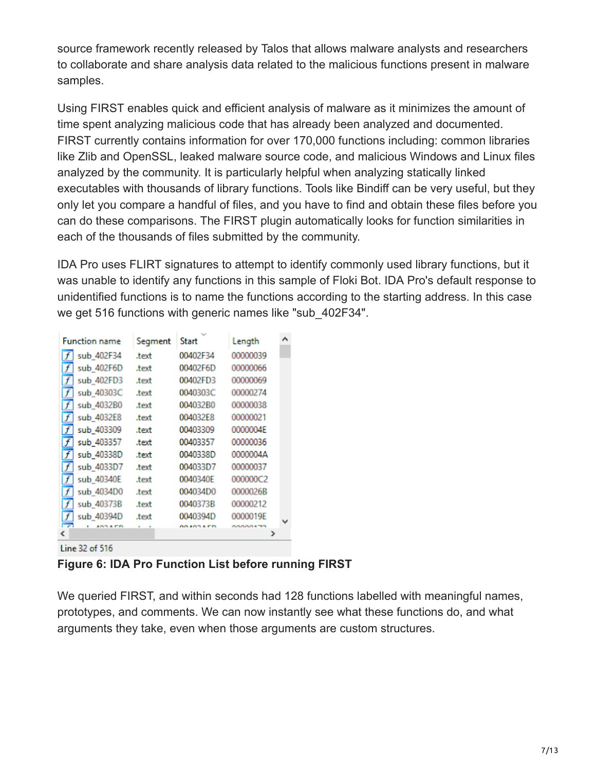source framework recently released by Talos that allows malware analysts and researchers to collaborate and share analysis data related to the malicious functions present in malware samples.

Using FIRST enables quick and efficient analysis of malware as it minimizes the amount of time spent analyzing malicious code that has already been analyzed and documented. FIRST currently contains information for over 170,000 functions including: common libraries like Zlib and OpenSSL, leaked malware source code, and malicious Windows and Linux files analyzed by the community. It is particularly helpful when analyzing statically linked executables with thousands of library functions. Tools like Bindiff can be very useful, but they only let you compare a handful of files, and you have to find and obtain these files before you can do these comparisons. The FIRST plugin automatically looks for function similarities in each of the thousands of files submitted by the community.

IDA Pro uses FLIRT signatures to attempt to identify commonly used library functions, but it was unable to identify any functions in this sample of Floki Bot. IDA Pro's default response to unidentified functions is to name the functions according to the starting address. In this case we get 516 functions with generic names like "sub_402F34".

| Function name | Segment | Start | Length |
|---|---|---|---|
| sub_402F34 | .text | 00402F34 | 00000039 |
| sub_402F6D | .text | 00402F6D | 00000066 |
| sub_402FD3 | .text | 00402FD3 | 00000069 |
| sub_40303C | .text | 0040303C | 00000274 |
| sub_4032B0 | .text | 004032B0 | 00000038 |
| sub_4032E8 | .text | 004032E8 | 00000021 |
| sub_403309 | .text | 00403309 | 0000004E |
| sub_403357 | .text | 00403357 | 00000036 |
| sub_40338D | .text | 0040338D | 0000004A |
| sub_4033D7 | .text | 004033D7 | 00000037 |
| sub_40340E | .text | 0040340E | 000000C2 |
| sub_4034D0 | .text | 004034D0 | 0000026B |
| sub_40373B | .text | 0040373B | 00000212 |
| sub_40394D | .text | 0040394D | 0000019E |

Line 32 of 516

**Figure 6: IDA Pro Function List before running FIRST**

We queried FIRST, and within seconds had 128 functions labelled with meaningful names, prototypes, and comments. We can now instantly see what these functions do, and what arguments they take, even when those arguments are custom structures.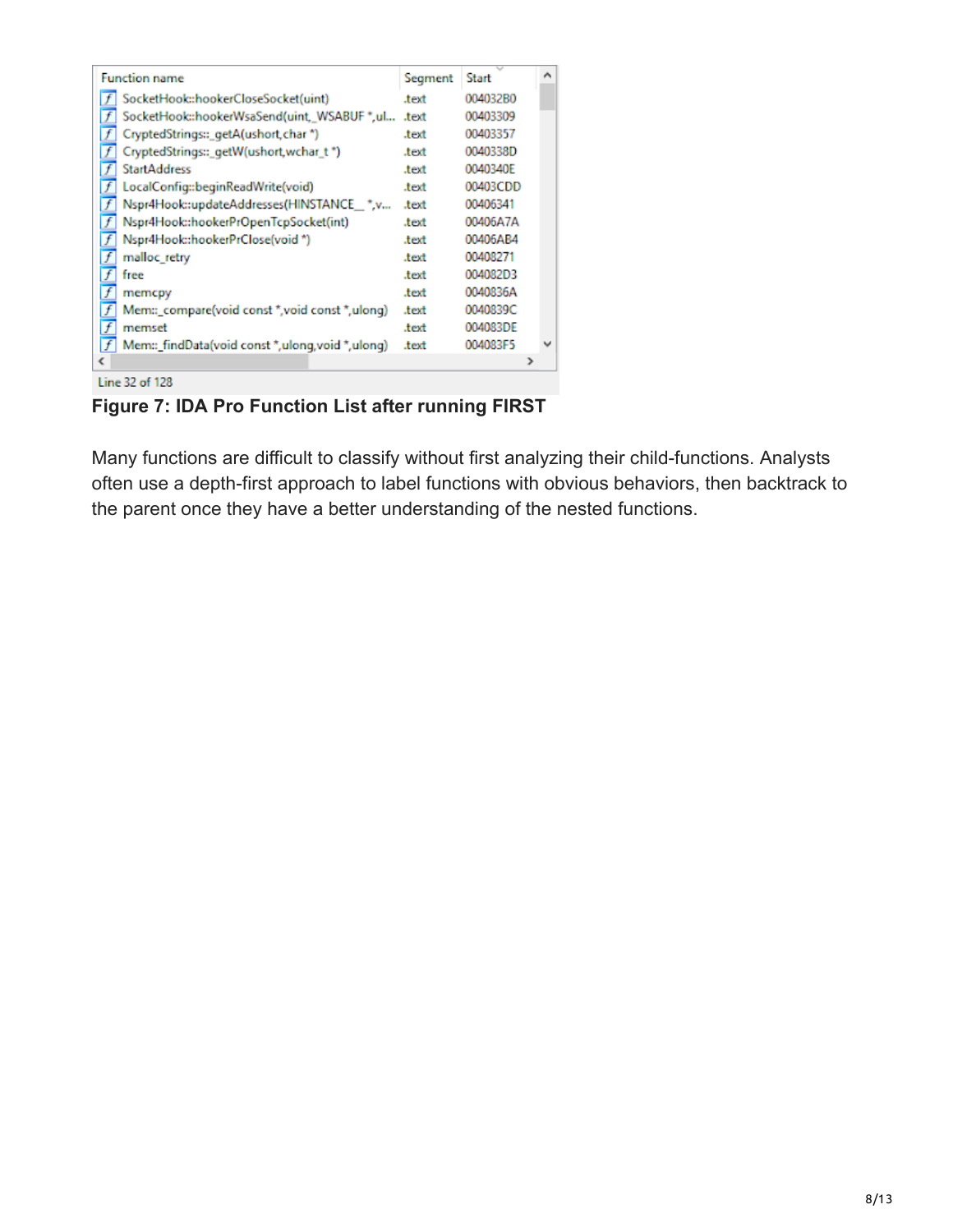| Function name | Segment | Start |
| --- | --- | --- |
| SocketHook::hookerCloseSocket(uint) | .text | 004032B0 |
| SocketHook::hookerWsaSend(uint,_WSABUF *,ul... | .text | 00403309 |
| CryptedStrings::_getA(ushort,char *) | .text | 00403357 |
| CryptedStrings::_getW(ushort,wchar_t *) | .text | 0040338D |
| StartAddress | .text | 0040340E |
| LocalConfig::beginReadWrite(void) | .text | 00403CDD |
| Nspr4Hook::updateAddresses(HINSTANCE__ *,v... | .text | 00406341 |
| Nspr4Hook::hookerPrOpenTcpSocket(int) | .text | 00406A7A |
| Nspr4Hook::hookerPrClose(void *) | .text | 00406AB4 |
| malloc_retry | .text | 00408271 |
| free | .text | 004082D3 |
| memcpy | .text | 0040836A |
| Mem::_compare(void const *,void const *,ulong) | .text | 0040839C |
| memset | .text | 004083DE |
| Mem::_findData(void const *,ulong,void *,ulong) | .text | 004083F5 |

Line 32 of 128

**Figure 7: IDA Pro Function List after running FIRST**

Many functions are difficult to classify without first analyzing their child-functions. Analysts often use a depth-first approach to label functions with obvious behaviors, then backtrack to the parent once they have a better understanding of the nested functions.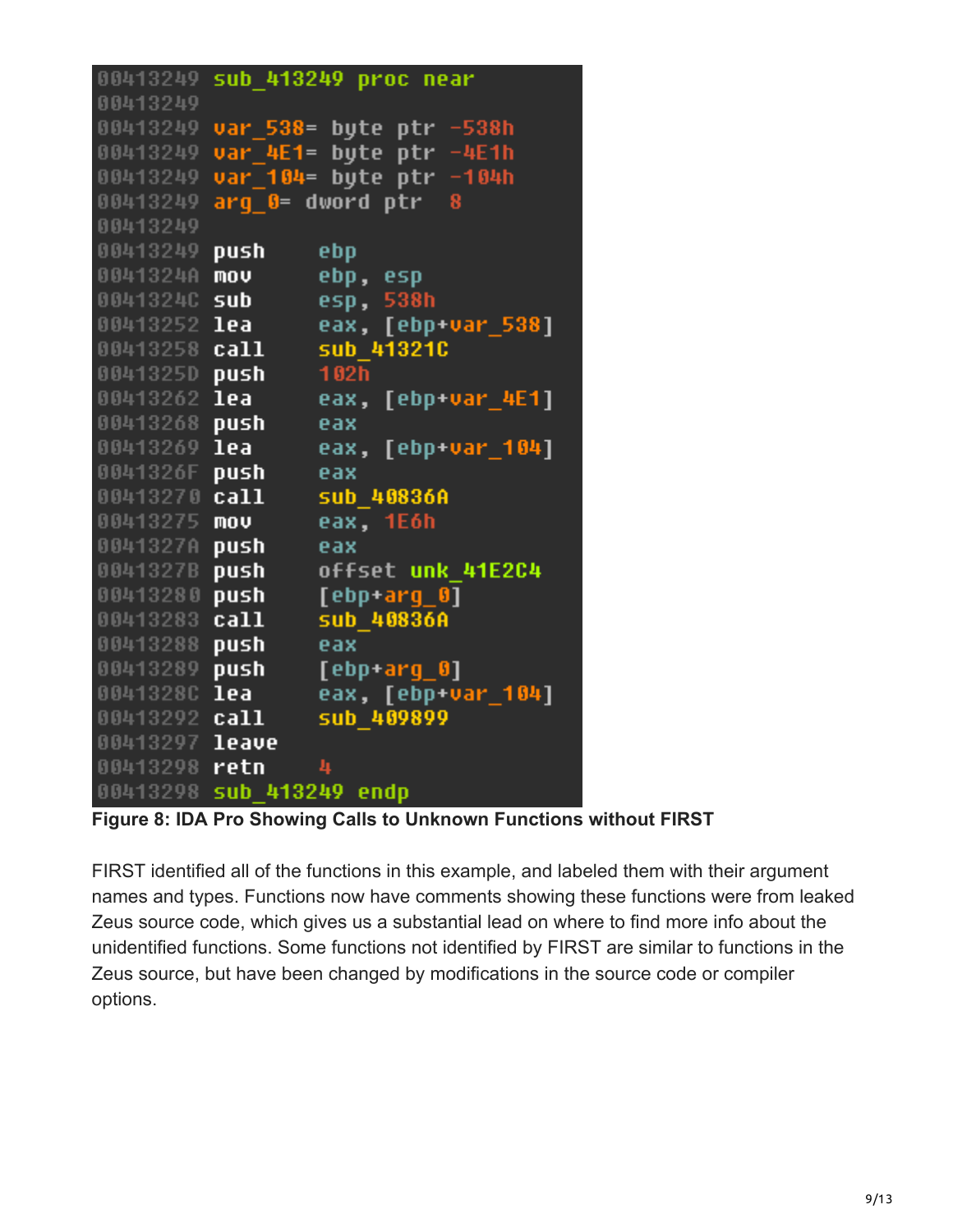```
00413249 sub_413249 proc near
00413249
00413249 var_538= byte ptr -538h
00413249 var_4E1= byte ptr -4E1h
00413249 var_104= byte ptr -104h
00413249 arg_0= dword ptr  8
00413249
00413249 push    ebp
0041324A mov     ebp, esp
0041324C sub     esp, 538h
00413252 lea     eax, [ebp+var_538]
00413258 call    sub_41321C
0041325D push    102h
00413262 lea     eax, [ebp+var_4E1]
00413268 push    eax
00413269 lea     eax, [ebp+var_104]
0041326F push    eax
00413270 call    sub_40836A
00413275 mov     eax, 1E6h
0041327A push    eax
0041327B push    offset unk_41E2C4
00413280 push    [ebp+arg_0]
00413283 call    sub_40836A
00413288 push    eax
00413289 push    [ebp+arg_0]
0041328C lea     eax, [ebp+var_104]
00413292 call    sub_409899
00413297 leave
00413298 retn    4
00413298 sub_413249 endp
```

**Figure 8: IDA Pro Showing Calls to Unknown Functions without FIRST**

FIRST identified all of the functions in this example, and labeled them with their argument names and types. Functions now have comments showing these functions were from leaked Zeus source code, which gives us a substantial lead on where to find more info about the unidentified functions. Some functions not identified by FIRST are similar to functions in the Zeus source, but have been changed by modifications in the source code or compiler options.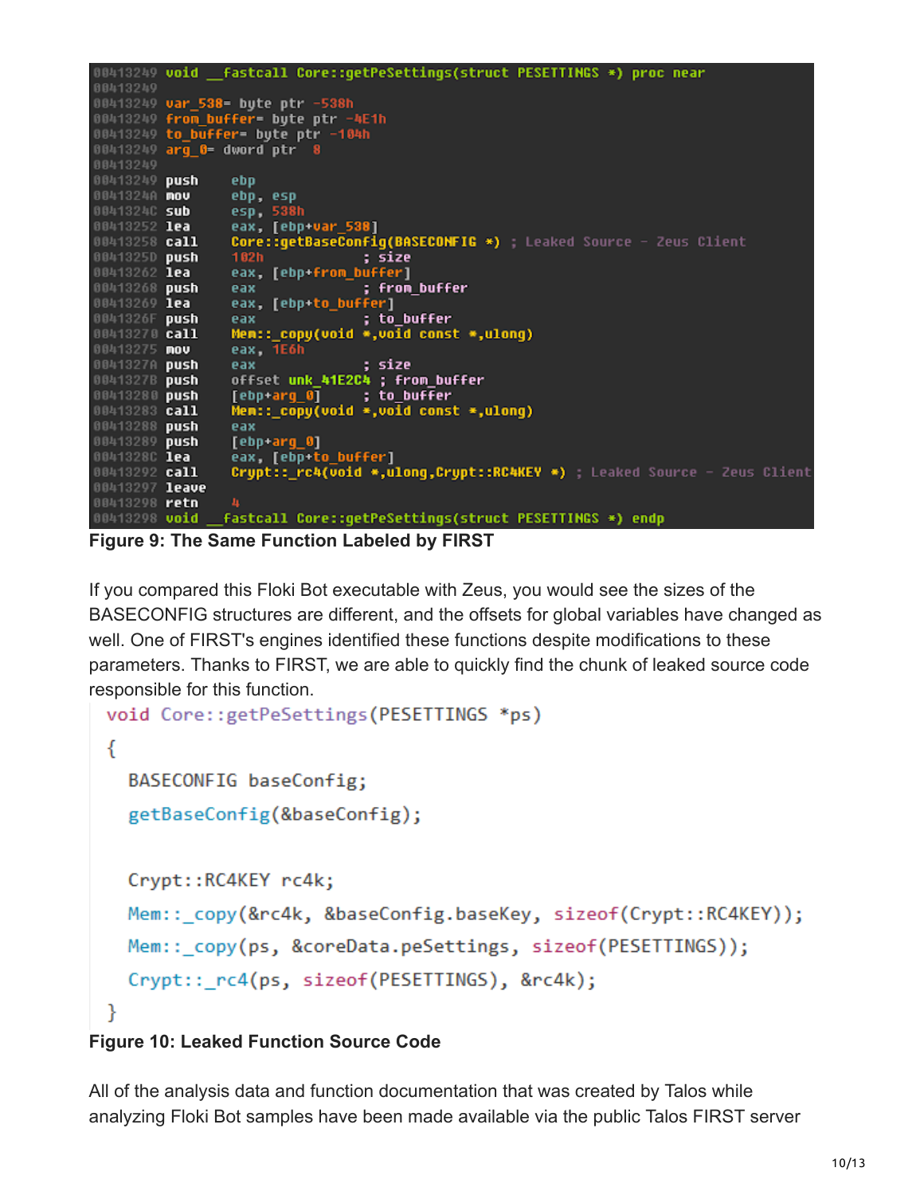```
00413249 void __fastcall Core::getPeSettings(struct PESETTINGS *) proc near
00413249
00413249 var_538= byte ptr -538h
00413249 from_buffer= byte ptr -4E1h
00413249 to_buffer= byte ptr -104h
00413249 arg_0= dword ptr  8
00413249
00413249 push    ebp
0041324A mov     ebp, esp
0041324C sub     esp, 538h
00413252 lea     eax, [ebp+var_538]
00413258 call    Core::getBaseConfig(BASECONFIG *) ; Leaked Source - Zeus Client
0041325D push    102h            ; size
00413262 lea     eax, [ebp+from_buffer]
00413268 push    eax             ; from_buffer
00413269 lea     eax, [ebp+to_buffer]
0041326F push    eax             ; to_buffer
00413270 call    Mem::_copy(void *,void const *,ulong)
00413275 mov     eax, 1E6h
0041327A push    eax             ; size
0041327B push    offset unk_41E2C4 ; from_buffer
00413280 push    [ebp+arg_0]     ; to_buffer
00413283 call    Mem::_copy(void *,void const *,ulong)
00413288 push    eax
00413289 push    [ebp+arg_0]
0041328C lea     eax, [ebp+to_buffer]
00413292 call    Crypt::_rc4(void *,ulong,Crypt::RC4KEY *) ; Leaked Source - Zeus Client
00413297 leave
00413298 retn    4
00413298 void __fastcall Core::getPeSettings(struct PESETTINGS *) endp
```

**Figure 9: The Same Function Labeled by FIRST**

If you compared this Floki Bot executable with Zeus, you would see the sizes of the BASECONFIG structures are different, and the offsets for global variables have changed as well. One of FIRST's engines identified these functions despite modifications to these parameters. Thanks to FIRST, we are able to quickly find the chunk of leaked source code responsible for this function.

```
void Core::getPeSettings(PESETTINGS *ps)
{
  BASECONFIG baseConfig;
  getBaseConfig(&baseConfig);

  Crypt::RC4KEY rc4k;
  Mem::_copy(&rc4k, &baseConfig.baseKey, sizeof(Crypt::RC4KEY));
  Mem::_copy(ps, &coreData.peSettings, sizeof(PESETTINGS));
  Crypt::_rc4(ps, sizeof(PESETTINGS), &rc4k);
}
```

**Figure 10: Leaked Function Source Code**

All of the analysis data and function documentation that was created by Talos while analyzing Floki Bot samples have been made available via the public Talos FIRST server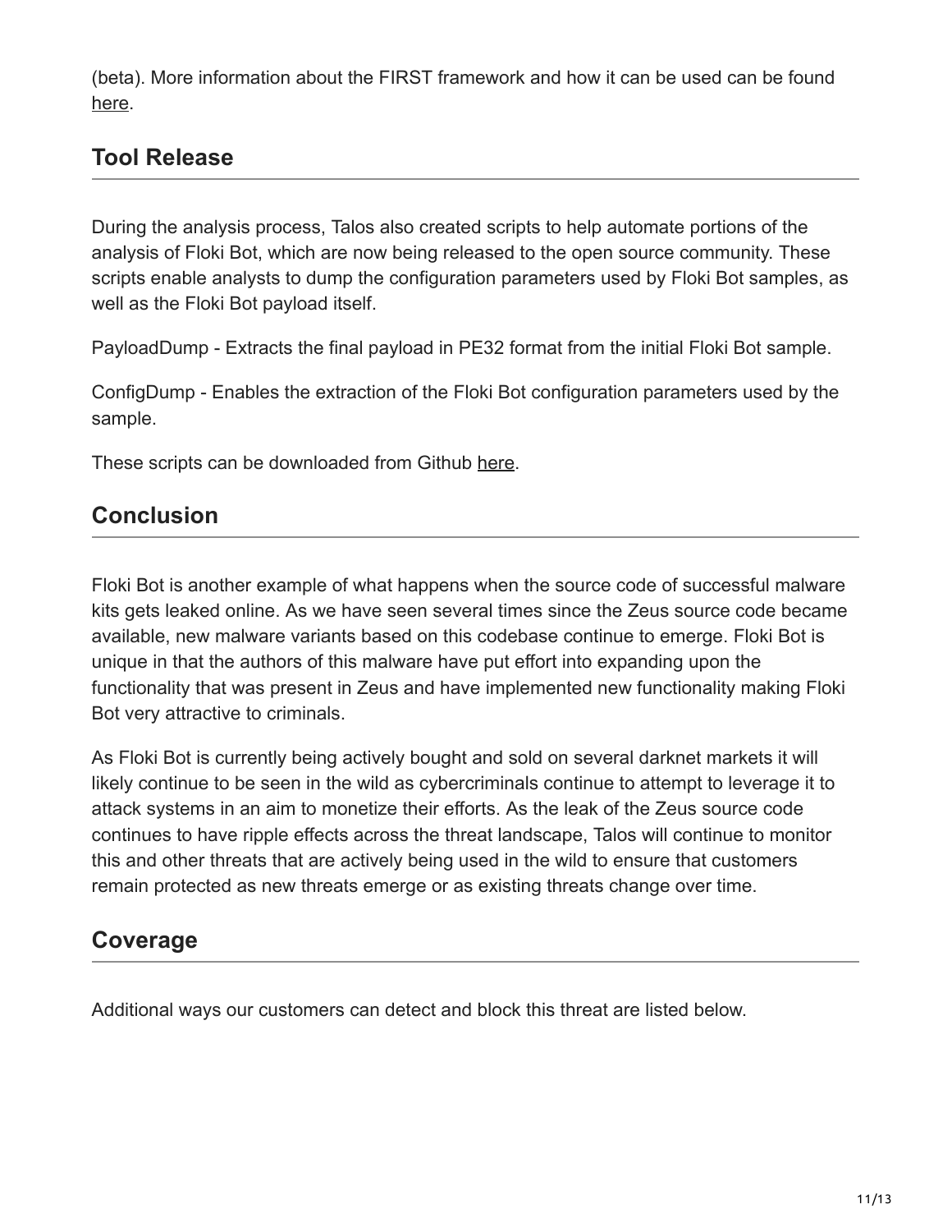(beta). More information about the FIRST framework and how it can be used can be found here.

## Tool Release

During the analysis process, Talos also created scripts to help automate portions of the analysis of Floki Bot, which are now being released to the open source community. These scripts enable analysts to dump the configuration parameters used by Floki Bot samples, as well as the Floki Bot payload itself.

PayloadDump - Extracts the final payload in PE32 format from the initial Floki Bot sample.

ConfigDump - Enables the extraction of the Floki Bot configuration parameters used by the sample.

These scripts can be downloaded from Github here.

## Conclusion

Floki Bot is another example of what happens when the source code of successful malware kits gets leaked online. As we have seen several times since the Zeus source code became available, new malware variants based on this codebase continue to emerge. Floki Bot is unique in that the authors of this malware have put effort into expanding upon the functionality that was present in Zeus and have implemented new functionality making Floki Bot very attractive to criminals.

As Floki Bot is currently being actively bought and sold on several darknet markets it will likely continue to be seen in the wild as cybercriminals continue to attempt to leverage it to attack systems in an aim to monetize their efforts. As the leak of the Zeus source code continues to have ripple effects across the threat landscape, Talos will continue to monitor this and other threats that are actively being used in the wild to ensure that customers remain protected as new threats emerge or as existing threats change over time.

## Coverage

Additional ways our customers can detect and block this threat are listed below.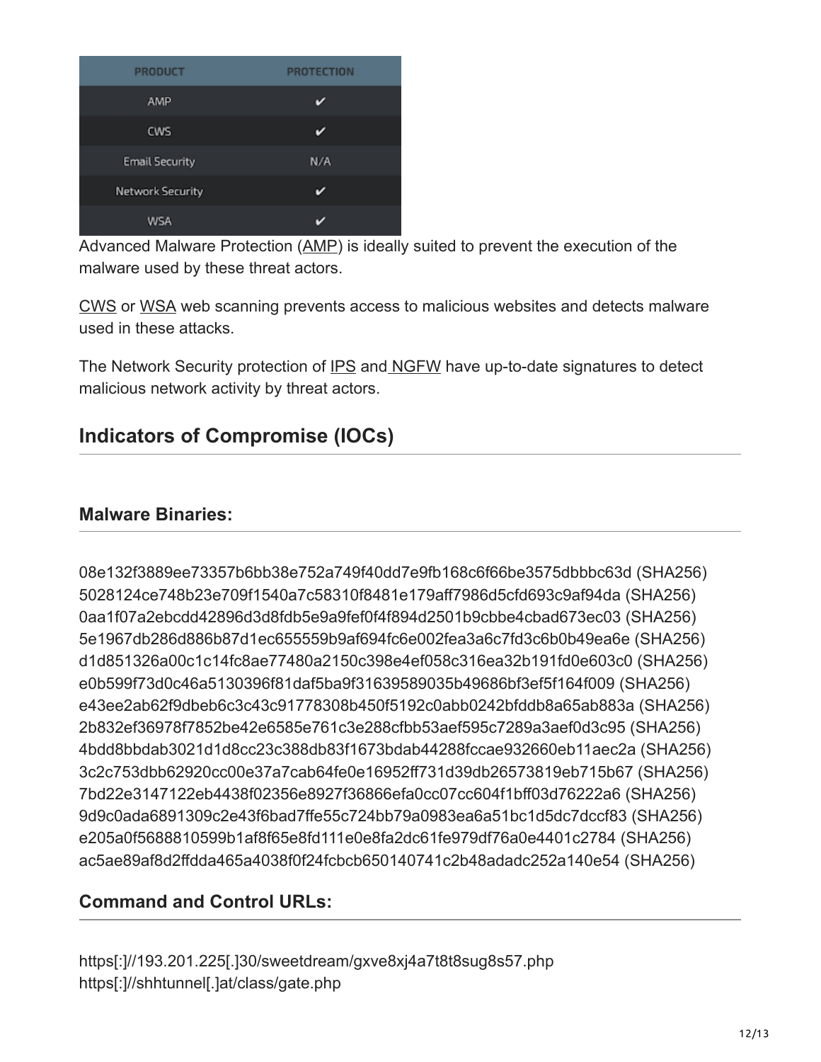| PRODUCT | PROTECTION |
| --- | --- |
| AMP | ✔ |
| CWS | ✔ |
| Email Security | N/A |
| Network Security | ✔ |
| WSA | ✔ |

Advanced Malware Protection (AMP) is ideally suited to prevent the execution of the malware used by these threat actors.

CWS or WSA web scanning prevents access to malicious websites and detects malware used in these attacks.

The Network Security protection of IPS and NGFW have up-to-date signatures to detect malicious network activity by threat actors.

## Indicators of Compromise (IOCs)

### Malware Binaries:

08e132f3889ee73357b6bb38e752a749f40dd7e9fb168c6f66be3575dbbbc63d (SHA256)
5028124ce748b23e709f1540a7c58310f8481e179aff7986d5cfd693c9af94da (SHA256)
0aa1f07a2ebcdd42896d3d8fdb5e9a9fef0f4f894d2501b9cbbe4cbad673ec03 (SHA256)
5e1967db286d886b87d1ec655559b9af694fc6e002fea3a6c7fd3c6b0b49ea6e (SHA256)
d1d851326a00c1c14fc8ae77480a2150c398e4ef058c316ea32b191fd0e603c0 (SHA256)
e0b599f73d0c46a5130396f81daf5ba9f31639589035b49686bf3ef5f164f009 (SHA256)
e43ee2ab62f9dbeb6c3c43c91778308b450f5192c0abb0242bfddb8a65ab883a (SHA256)
2b832ef36978f7852be42e6585e761c3e288cfbb53aef595c7289a3aef0d3c95 (SHA256)
4bdd8bbdab3021d1d8cc23c388db83f1673bdab44288fccae932660eb11aec2a (SHA256)
3c2c753dbb62920cc00e37a7cab64fe0e16952ff731d39db26573819eb715b67 (SHA256)
7bd22e3147122eb4438f02356e8927f36866efa0cc07cc604f1bff03d76222a6 (SHA256)
9d9c0ada6891309c2e43f6bad7ffe55c724bb79a0983ea6a51bc1d5dc7dccf83 (SHA256)
e205a0f5688810599b1af8f65e8fd111e0e8fa2dc61fe979df76a0e4401c2784 (SHA256)
ac5ae89af8d2ffdda465a4038f0f24fcbcb650140741c2b48adadc252a140e54 (SHA256)

### Command and Control URLs:

https[:]//193.201.225[.]30/sweetdream/gxve8xj4a7t8t8sug8s57.php
https[:]//shhtunnel[.]at/class/gate.php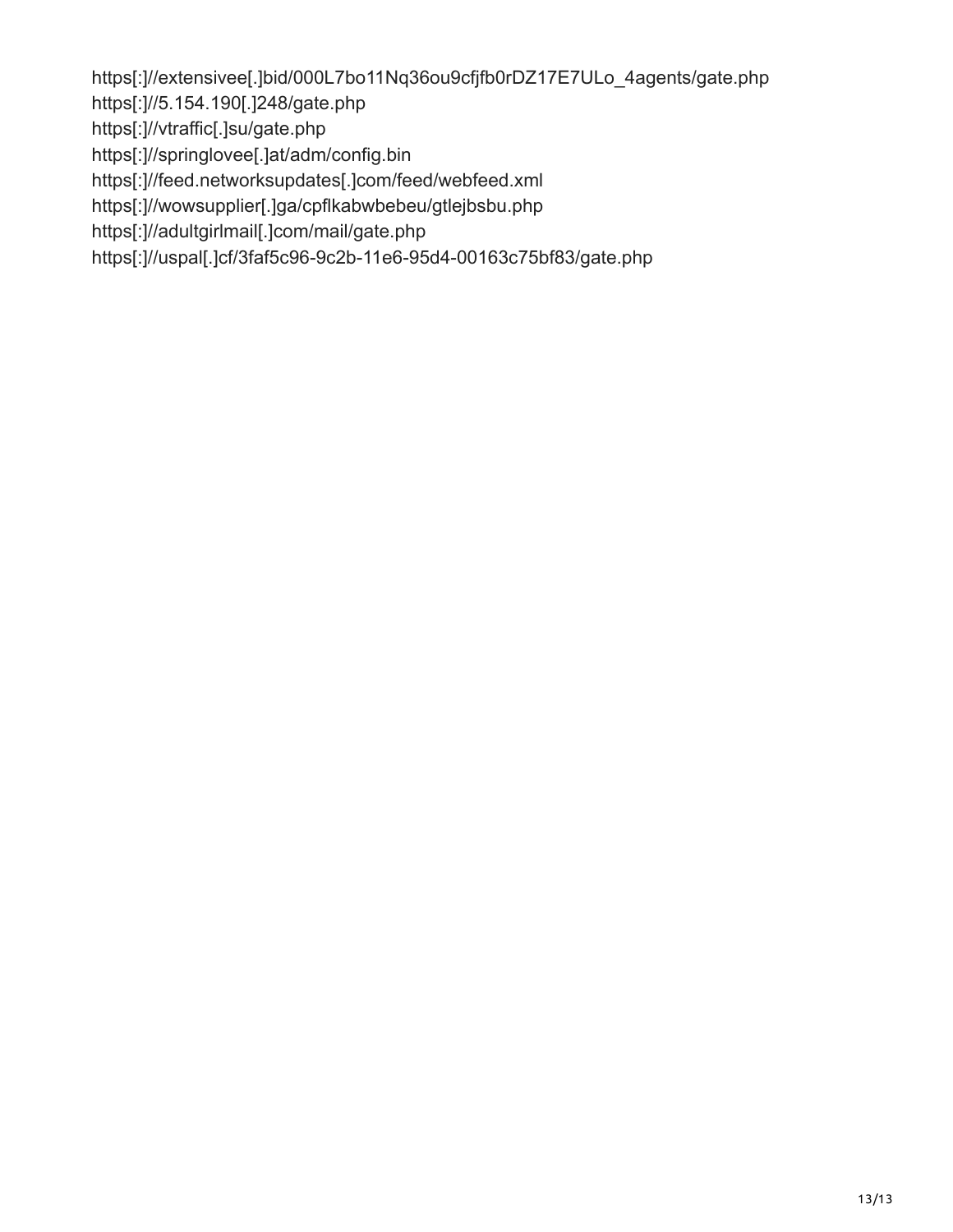https[:]//extensivee[.]bid/000L7bo11Nq36ou9cfjfb0rDZ17E7ULo_4agents/gate.php
https[:]//5.154.190[.]248/gate.php
https[:]//vtraffic[.]su/gate.php
https[:]//springlovee[.]at/adm/config.bin
https[:]//feed.networksupdates[.]com/feed/webfeed.xml
https[:]//wowsupplier[.]ga/cpflkabwbebeu/gtlejbsbu.php
https[:]//adultgirlmail[.]com/mail/gate.php
https[:]//uspal[.]cf/3faf5c96-9c2b-11e6-95d4-00163c75bf83/gate.php